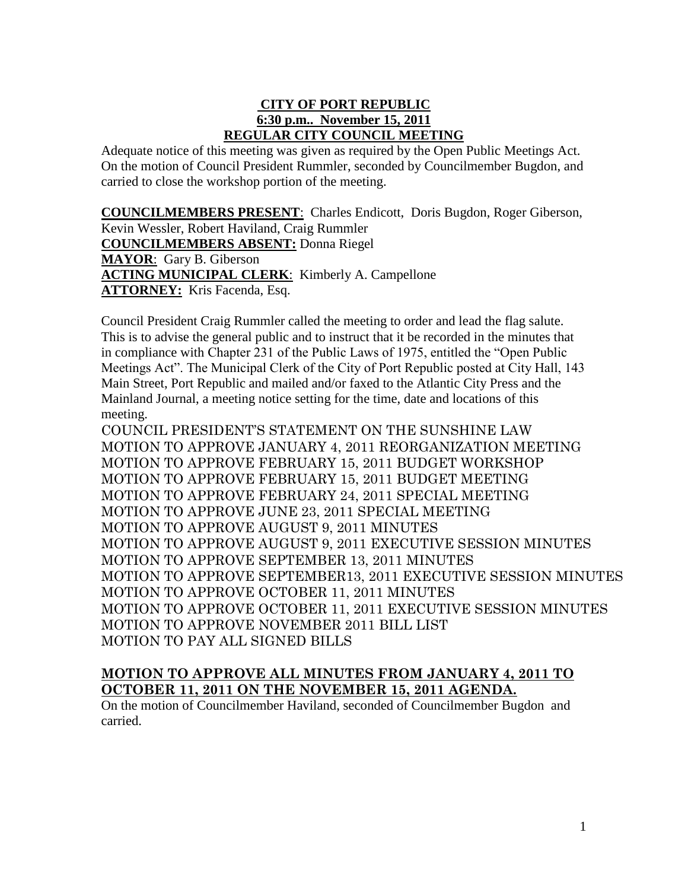# CITY OF PORT REPUBLIC
## 6:30 p.m.. November 15, 2011
## REGULAR CITY COUNCIL MEETING

Adequate notice of this meeting was given as required by the Open Public Meetings Act. On the motion of Council President Rummler, seconded by Councilmember Bugdon, and carried to close the workshop portion of the meeting.

**COUNCILMEMBERS PRESENT**: Charles Endicott, Doris Bugdon, Roger Giberson, Kevin Wessler, Robert Haviland, Craig Rummler
**COUNCILMEMBERS ABSENT:** Donna Riegel
**MAYOR**: Gary B. Giberson
**ACTING MUNICIPAL CLERK**: Kimberly A. Campellone
**ATTORNEY:** Kris Facenda, Esq.

Council President Craig Rummler called the meeting to order and lead the flag salute. This is to advise the general public and to instruct that it be recorded in the minutes that in compliance with Chapter 231 of the Public Laws of 1975, entitled the "Open Public Meetings Act". The Municipal Clerk of the City of Port Republic posted at City Hall, 143 Main Street, Port Republic and mailed and/or faxed to the Atlantic City Press and the Mainland Journal, a meeting notice setting for the time, date and locations of this meeting.

COUNCIL PRESIDENT'S STATEMENT ON THE SUNSHINE LAW
MOTION TO APPROVE JANUARY 4, 2011 REORGANIZATION MEETING
MOTION TO APPROVE FEBRUARY 15, 2011 BUDGET WORKSHOP
MOTION TO APPROVE FEBRUARY 15, 2011 BUDGET MEETING
MOTION TO APPROVE FEBRUARY 24, 2011 SPECIAL MEETING
MOTION TO APPROVE JUNE 23, 2011 SPECIAL MEETING
MOTION TO APPROVE AUGUST 9, 2011 MINUTES
MOTION TO APPROVE AUGUST 9, 2011 EXECUTIVE SESSION MINUTES
MOTION TO APPROVE SEPTEMBER 13, 2011 MINUTES
MOTION TO APPROVE SEPTEMBER13, 2011 EXECUTIVE SESSION MINUTES
MOTION TO APPROVE OCTOBER 11, 2011 MINUTES
MOTION TO APPROVE OCTOBER 11, 2011 EXECUTIVE SESSION MINUTES
MOTION TO APPROVE NOVEMBER 2011 BILL LIST
MOTION TO PAY ALL SIGNED BILLS

**MOTION TO APPROVE ALL MINUTES FROM JANUARY 4, 2011 TO OCTOBER 11, 2011 ON THE NOVEMBER 15, 2011 AGENDA.**

On the motion of Councilmember Haviland, seconded of Councilmember Bugdon and carried.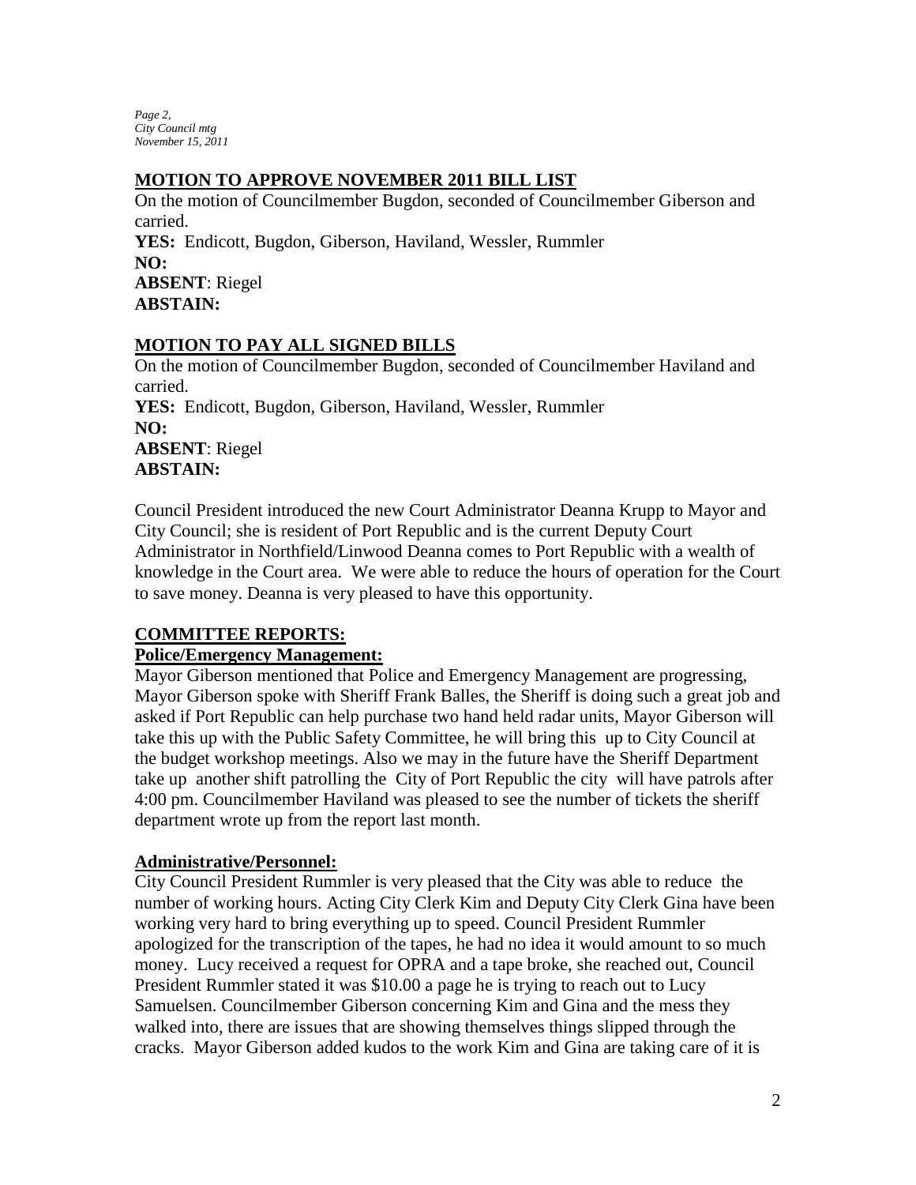## MOTION TO APPROVE NOVEMBER 2011 BILL LIST

On the motion of Councilmember Bugdon, seconded of Councilmember Giberson and carried.

**YES:** Endicott, Bugdon, Giberson, Haviland, Wessler, Rummler
**NO:**
**ABSENT**: Riegel
**ABSTAIN:**

## MOTION TO PAY ALL SIGNED BILLS

On the motion of Councilmember Bugdon, seconded of Councilmember Haviland and carried.

**YES:** Endicott, Bugdon, Giberson, Haviland, Wessler, Rummler
**NO:**
**ABSENT**: Riegel
**ABSTAIN:**

Council President introduced the new Court Administrator Deanna Krupp to Mayor and City Council; she is resident of Port Republic and is the current Deputy Court Administrator in Northfield/Linwood Deanna comes to Port Republic with a wealth of knowledge in the Court area. We were able to reduce the hours of operation for the Court to save money. Deanna is very pleased to have this opportunity.

## COMMITTEE REPORTS:

### Police/Emergency Management:

Mayor Giberson mentioned that Police and Emergency Management are progressing, Mayor Giberson spoke with Sheriff Frank Balles, the Sheriff is doing such a great job and asked if Port Republic can help purchase two hand held radar units, Mayor Giberson will take this up with the Public Safety Committee, he will bring this up to City Council at the budget workshop meetings. Also we may in the future have the Sheriff Department take up another shift patrolling the City of Port Republic the city will have patrols after 4:00 pm. Councilmember Haviland was pleased to see the number of tickets the sheriff department wrote up from the report last month.

### Administrative/Personnel:

City Council President Rummler is very pleased that the City was able to reduce the number of working hours. Acting City Clerk Kim and Deputy City Clerk Gina have been working very hard to bring everything up to speed. Council President Rummler apologized for the transcription of the tapes, he had no idea it would amount to so much money. Lucy received a request for OPRA and a tape broke, she reached out, Council President Rummler stated it was $10.00 a page he is trying to reach out to Lucy Samuelsen. Councilmember Giberson concerning Kim and Gina and the mess they walked into, there are issues that are showing themselves things slipped through the cracks. Mayor Giberson added kudos to the work Kim and Gina are taking care of it is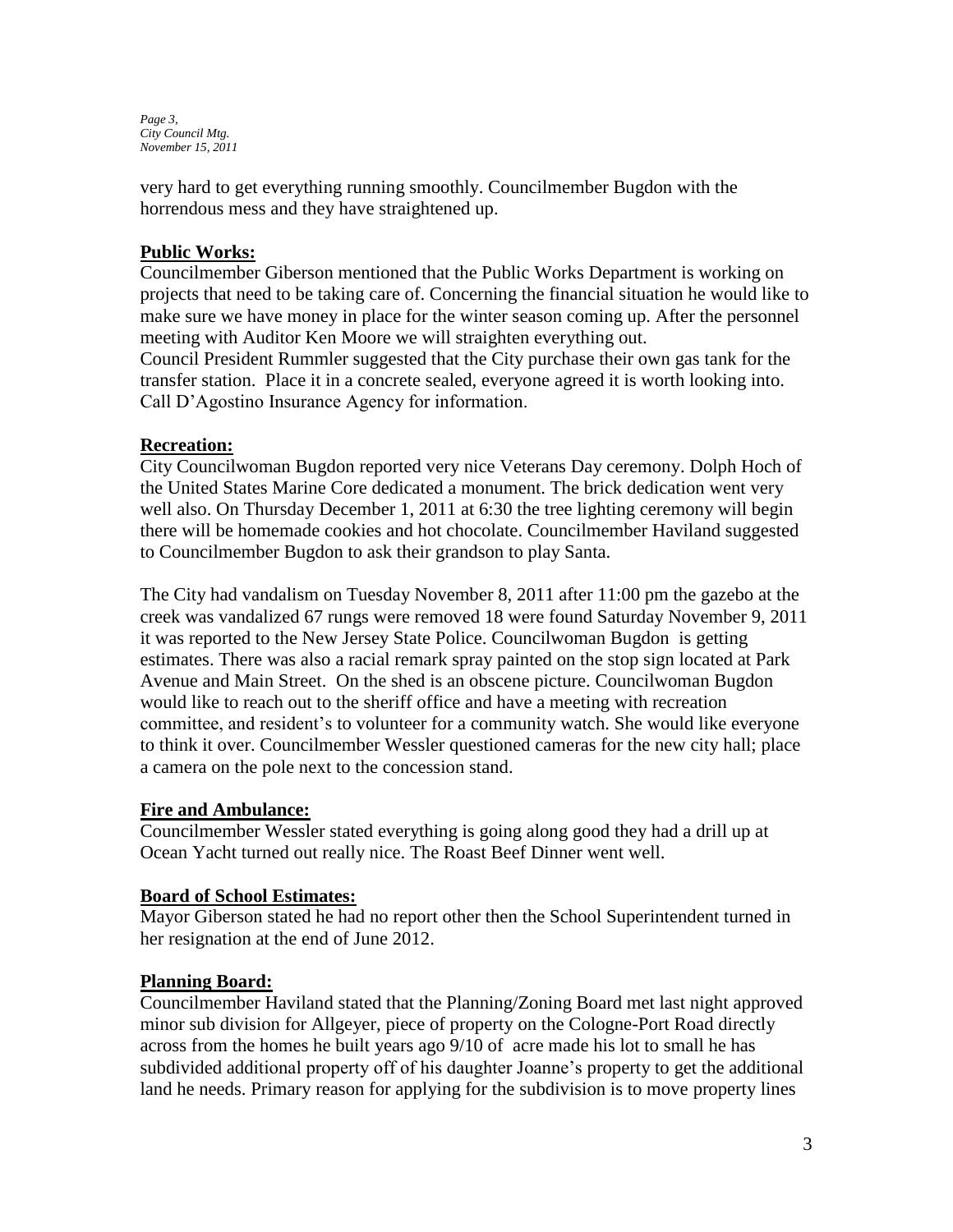very hard to get everything running smoothly. Councilmember Bugdon with the horrendous mess and they have straightened up.

**Public Works:**

Councilmember Giberson mentioned that the Public Works Department is working on projects that need to be taking care of. Concerning the financial situation he would like to make sure we have money in place for the winter season coming up. After the personnel meeting with Auditor Ken Moore we will straighten everything out.
Council President Rummler suggested that the City purchase their own gas tank for the transfer station. Place it in a concrete sealed, everyone agreed it is worth looking into. Call D'Agostino Insurance Agency for information.

**Recreation:**

City Councilwoman Bugdon reported very nice Veterans Day ceremony. Dolph Hoch of the United States Marine Core dedicated a monument. The brick dedication went very well also. On Thursday December 1, 2011 at 6:30 the tree lighting ceremony will begin there will be homemade cookies and hot chocolate. Councilmember Haviland suggested to Councilmember Bugdon to ask their grandson to play Santa.

The City had vandalism on Tuesday November 8, 2011 after 11:00 pm the gazebo at the creek was vandalized 67 rungs were removed 18 were found Saturday November 9, 2011 it was reported to the New Jersey State Police. Councilwoman Bugdon is getting estimates. There was also a racial remark spray painted on the stop sign located at Park Avenue and Main Street. On the shed is an obscene picture. Councilwoman Bugdon would like to reach out to the sheriff office and have a meeting with recreation committee, and resident's to volunteer for a community watch. She would like everyone to think it over. Councilmember Wessler questioned cameras for the new city hall; place a camera on the pole next to the concession stand.

**Fire and Ambulance:**

Councilmember Wessler stated everything is going along good they had a drill up at Ocean Yacht turned out really nice. The Roast Beef Dinner went well.

**Board of School Estimates:**

Mayor Giberson stated he had no report other then the School Superintendent turned in her resignation at the end of June 2012.

**Planning Board:**

Councilmember Haviland stated that the Planning/Zoning Board met last night approved minor sub division for Allgeyer, piece of property on the Cologne-Port Road directly across from the homes he built years ago 9/10 of acre made his lot to small he has subdivided additional property off of his daughter Joanne's property to get the additional land he needs. Primary reason for applying for the subdivision is to move property lines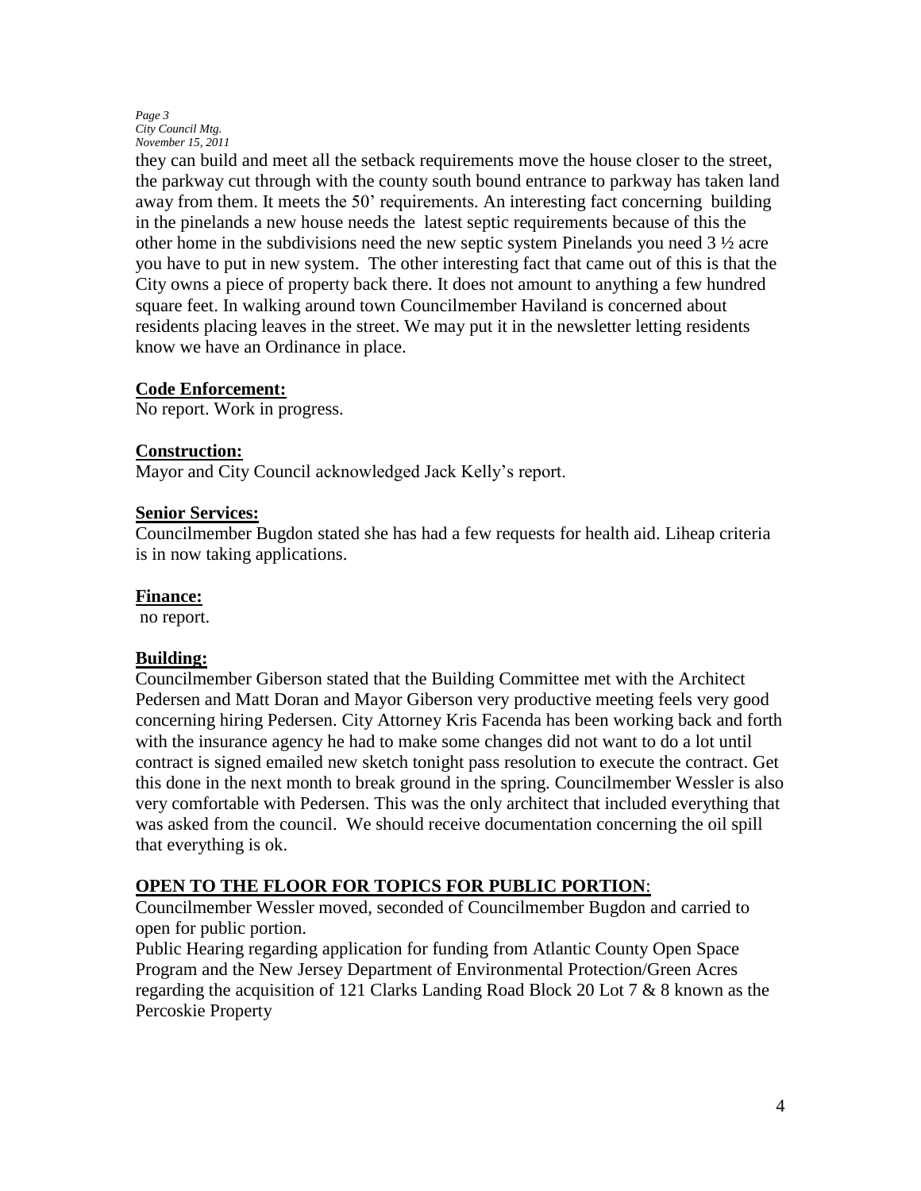they can build and meet all the setback requirements move the house closer to the street, the parkway cut through with the county south bound entrance to parkway has taken land away from them. It meets the 50' requirements. An interesting fact concerning building in the pinelands a new house needs the latest septic requirements because of this the other home in the subdivisions need the new septic system Pinelands you need 3 ½ acre you have to put in new system. The other interesting fact that came out of this is that the City owns a piece of property back there. It does not amount to anything a few hundred square feet. In walking around town Councilmember Haviland is concerned about residents placing leaves in the street. We may put it in the newsletter letting residents know we have an Ordinance in place.

**Code Enforcement:**
No report. Work in progress.

**Construction:**
Mayor and City Council acknowledged Jack Kelly's report.

**Senior Services:**
Councilmember Bugdon stated she has had a few requests for health aid. Liheap criteria is in now taking applications.

**Finance:**
no report.

**Building:**
Councilmember Giberson stated that the Building Committee met with the Architect Pedersen and Matt Doran and Mayor Giberson very productive meeting feels very good concerning hiring Pedersen. City Attorney Kris Facenda has been working back and forth with the insurance agency he had to make some changes did not want to do a lot until contract is signed emailed new sketch tonight pass resolution to execute the contract. Get this done in the next month to break ground in the spring. Councilmember Wessler is also very comfortable with Pedersen. This was the only architect that included everything that was asked from the council. We should receive documentation concerning the oil spill that everything is ok.

**OPEN TO THE FLOOR FOR TOPICS FOR PUBLIC PORTION:**
Councilmember Wessler moved, seconded of Councilmember Bugdon and carried to open for public portion.
Public Hearing regarding application for funding from Atlantic County Open Space Program and the New Jersey Department of Environmental Protection/Green Acres regarding the acquisition of 121 Clarks Landing Road Block 20 Lot 7 & 8 known as the Percoskie Property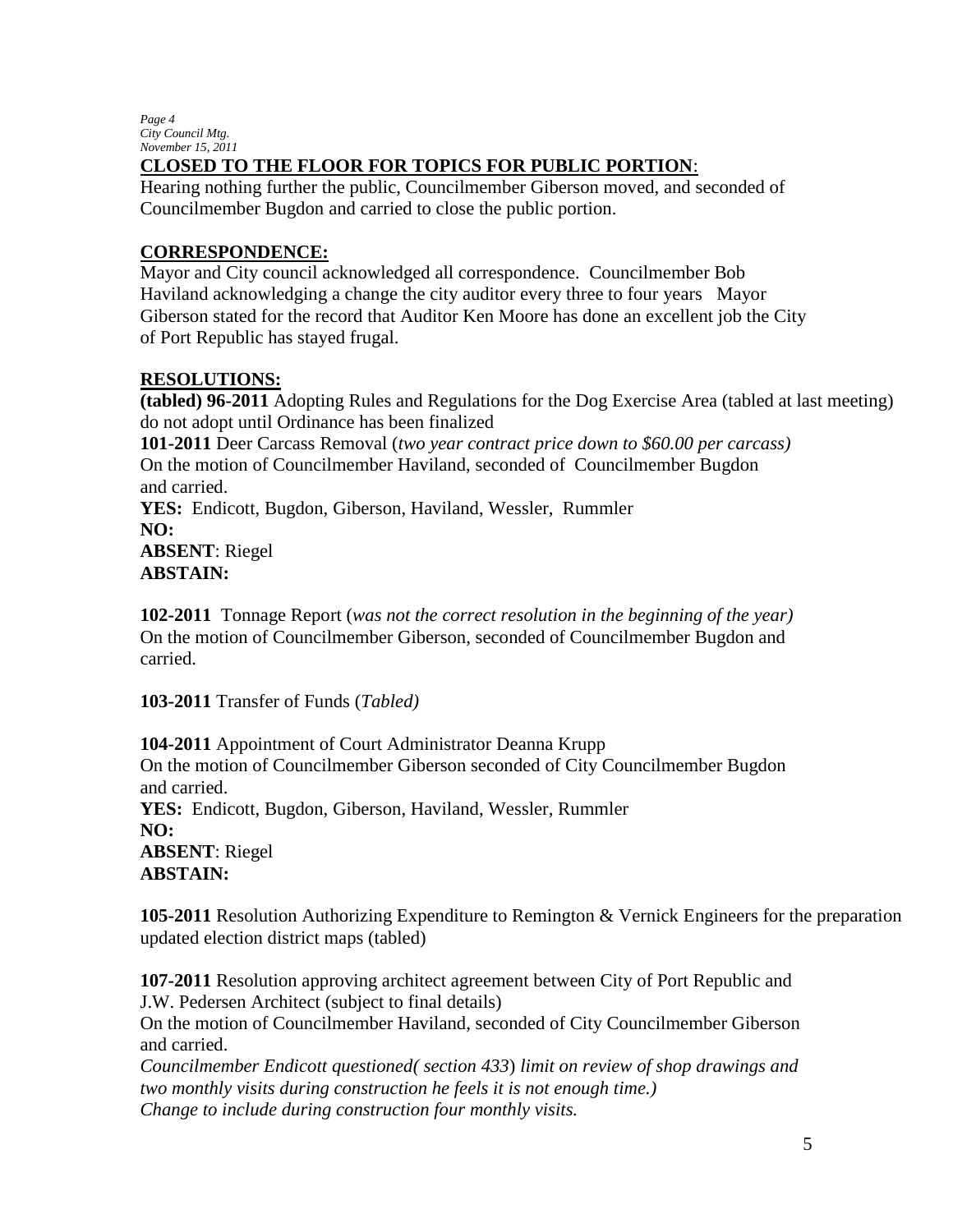## CLOSED TO THE FLOOR FOR TOPICS FOR PUBLIC PORTION:

Hearing nothing further the public, Councilmember Giberson moved, and seconded of Councilmember Bugdon and carried to close the public portion.

## CORRESPONDENCE:

Mayor and City council acknowledged all correspondence. Councilmember Bob Haviland acknowledging a change the city auditor every three to four years Mayor Giberson stated for the record that Auditor Ken Moore has done an excellent job the City of Port Republic has stayed frugal.

## RESOLUTIONS:

**(tabled) 96-2011** Adopting Rules and Regulations for the Dog Exercise Area (tabled at last meeting) do not adopt until Ordinance has been finalized

**101-2011** Deer Carcass Removal (*two year contract price down to $60.00 per carcass)*
On the motion of Councilmember Haviland, seconded of Councilmember Bugdon and carried.
**YES:** Endicott, Bugdon, Giberson, Haviland, Wessler, Rummler
**NO:**
**ABSENT**: Riegel
**ABSTAIN:**

**102-2011** Tonnage Report (*was not the correct resolution in the beginning of the year)*
On the motion of Councilmember Giberson, seconded of Councilmember Bugdon and carried.

**103-2011** Transfer of Funds (*Tabled)*

**104-2011** Appointment of Court Administrator Deanna Krupp
On the motion of Councilmember Giberson seconded of City Councilmember Bugdon and carried.
**YES:** Endicott, Bugdon, Giberson, Haviland, Wessler, Rummler
**NO:**
**ABSENT**: Riegel
**ABSTAIN:**

**105-2011** Resolution Authorizing Expenditure to Remington & Vernick Engineers for the preparation updated election district maps (tabled)

**107-2011** Resolution approving architect agreement between City of Port Republic and J.W. Pedersen Architect (subject to final details)
On the motion of Councilmember Haviland, seconded of City Councilmember Giberson and carried.
*Councilmember Endicott questioned( section 433*) *limit on review of shop drawings and two monthly visits during construction he feels it is not enough time.)*
*Change to include during construction four monthly visits.*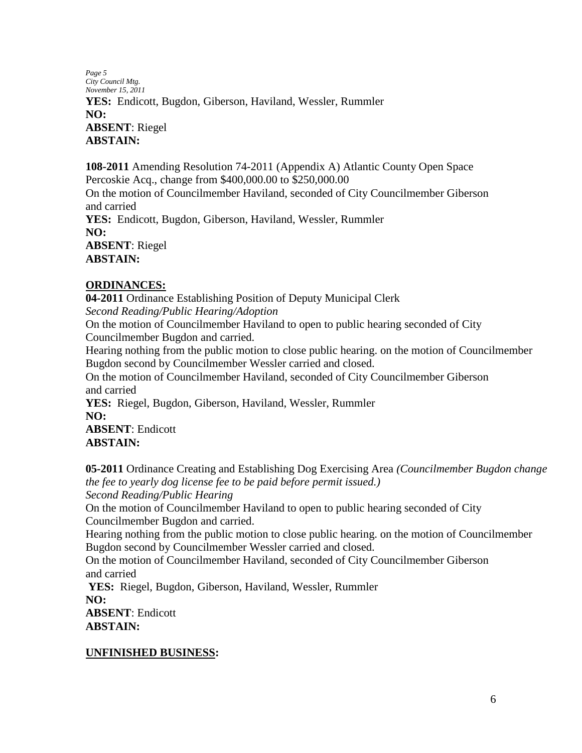**YES:** Endicott, Bugdon, Giberson, Haviland, Wessler, Rummler
**NO:**
**ABSENT**: Riegel
**ABSTAIN:**

**108-2011** Amending Resolution 74-2011 (Appendix A) Atlantic County Open Space Percoskie Acq., change from $400,000.00 to $250,000.00
On the motion of Councilmember Haviland, seconded of City Councilmember Giberson and carried
**YES:** Endicott, Bugdon, Giberson, Haviland, Wessler, Rummler
**NO:**
**ABSENT**: Riegel
**ABSTAIN:**

## ORDINANCES:

**04-2011** Ordinance Establishing Position of Deputy Municipal Clerk
*Second Reading/Public Hearing/Adoption*
On the motion of Councilmember Haviland to open to public hearing seconded of City Councilmember Bugdon and carried.
Hearing nothing from the public motion to close public hearing. on the motion of Councilmember Bugdon second by Councilmember Wessler carried and closed.
On the motion of Councilmember Haviland, seconded of City Councilmember Giberson and carried
**YES:** Riegel, Bugdon, Giberson, Haviland, Wessler, Rummler
**NO:**
**ABSENT**: Endicott
**ABSTAIN:**

**05-2011** Ordinance Creating and Establishing Dog Exercising Area *(Councilmember Bugdon change the fee to yearly dog license fee to be paid before permit issued.)*
*Second Reading/Public Hearing*
On the motion of Councilmember Haviland to open to public hearing seconded of City Councilmember Bugdon and carried.
Hearing nothing from the public motion to close public hearing. on the motion of Councilmember Bugdon second by Councilmember Wessler carried and closed.
On the motion of Councilmember Haviland, seconded of City Councilmember Giberson and carried
**YES:** Riegel, Bugdon, Giberson, Haviland, Wessler, Rummler
**NO:**
**ABSENT**: Endicott
**ABSTAIN:**

## UNFINISHED BUSINESS: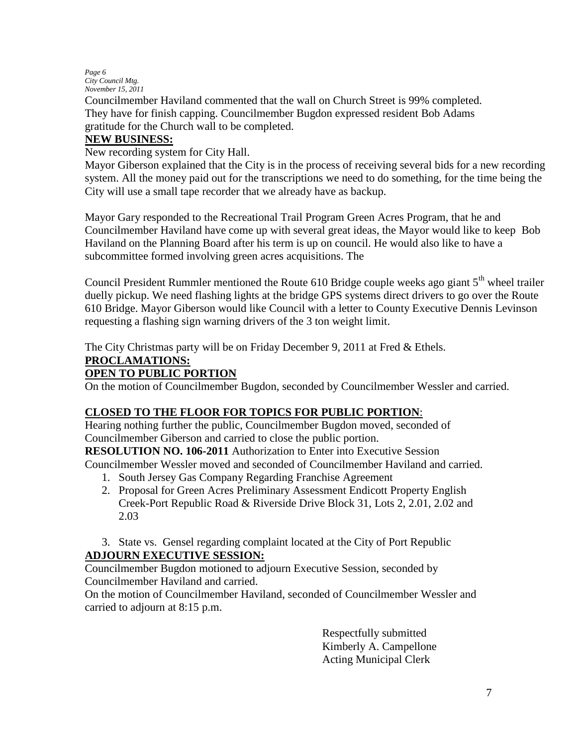Councilmember Haviland commented that the wall on Church Street is 99% completed. They have for finish capping. Councilmember Bugdon expressed resident Bob Adams gratitude for the Church wall to be completed.

**NEW BUSINESS:**

New recording system for City Hall.

Mayor Giberson explained that the City is in the process of receiving several bids for a new recording system. All the money paid out for the transcriptions we need to do something, for the time being the City will use a small tape recorder that we already have as backup.

Mayor Gary responded to the Recreational Trail Program Green Acres Program, that he and Councilmember Haviland have come up with several great ideas, the Mayor would like to keep Bob Haviland on the Planning Board after his term is up on council. He would also like to have a subcommittee formed involving green acres acquisitions. The

Council President Rummler mentioned the Route 610 Bridge couple weeks ago giant 5th wheel trailer duelly pickup. We need flashing lights at the bridge GPS systems direct drivers to go over the Route 610 Bridge. Mayor Giberson would like Council with a letter to County Executive Dennis Levinson requesting a flashing sign warning drivers of the 3 ton weight limit.

The City Christmas party will be on Friday December 9, 2011 at Fred & Ethels.

**PROCLAMATIONS:**

**OPEN TO PUBLIC PORTION**

On the motion of Councilmember Bugdon, seconded by Councilmember Wessler and carried.

**CLOSED TO THE FLOOR FOR TOPICS FOR PUBLIC PORTION**:

Hearing nothing further the public, Councilmember Bugdon moved, seconded of Councilmember Giberson and carried to close the public portion.

**RESOLUTION NO. 106-2011** Authorization to Enter into Executive Session

Councilmember Wessler moved and seconded of Councilmember Haviland and carried.

1. South Jersey Gas Company Regarding Franchise Agreement
2. Proposal for Green Acres Preliminary Assessment Endicott Property English Creek-Port Republic Road & Riverside Drive Block 31, Lots 2, 2.01, 2.02 and 2.03
3. State vs. Gensel regarding complaint located at the City of Port Republic

**ADJOURN EXECUTIVE SESSION:**

Councilmember Bugdon motioned to adjourn Executive Session, seconded by Councilmember Haviland and carried.

On the motion of Councilmember Haviland, seconded of Councilmember Wessler and carried to adjourn at 8:15 p.m.

Respectfully submitted
Kimberly A. Campellone
Acting Municipal Clerk